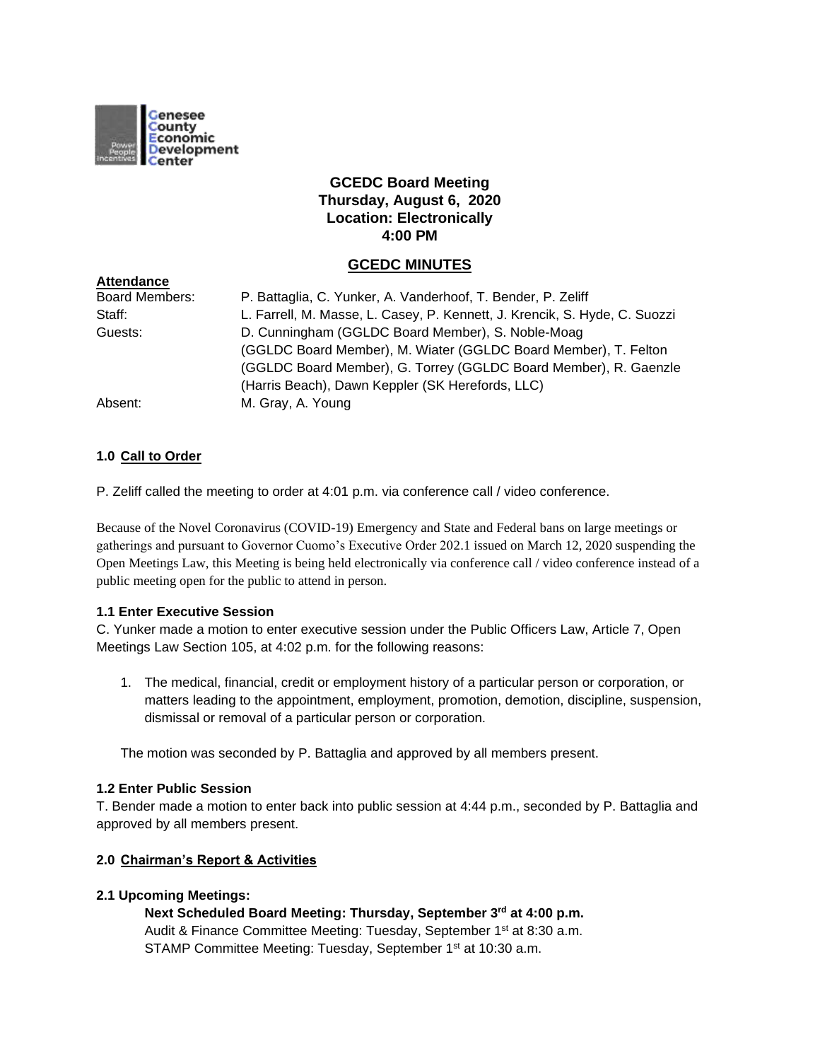Genesee County Economic Development Center

**GCEDC Board Meeting**
**Thursday, August 6, 2020**
**Location: Electronically**
**4:00 PM**

## GCEDC MINUTES

**Attendance**

| | |
|---|---|
| Board Members: | P. Battaglia, C. Yunker, A. Vanderhoof, T. Bender, P. Zeliff |
| Staff: | L. Farrell, M. Masse, L. Casey, P. Kennett, J. Krencik, S. Hyde, C. Suozzi |
| Guests: | D. Cunningham (GGLDC Board Member), S. Noble-Moag (GGLDC Board Member), M. Wiater (GGLDC Board Member), T. Felton (GGLDC Board Member), G. Torrey (GGLDC Board Member), R. Gaenzle (Harris Beach), Dawn Keppler (SK Herefords, LLC) |
| Absent: | M. Gray, A. Young |

### 1.0 Call to Order

P. Zeliff called the meeting to order at 4:01 p.m. via conference call / video conference.

Because of the Novel Coronavirus (COVID-19) Emergency and State and Federal bans on large meetings or gatherings and pursuant to Governor Cuomo's Executive Order 202.1 issued on March 12, 2020 suspending the Open Meetings Law, this Meeting is being held electronically via conference call / video conference instead of a public meeting open for the public to attend in person.

**1.1 Enter Executive Session**

C. Yunker made a motion to enter executive session under the Public Officers Law, Article 7, Open Meetings Law Section 105, at 4:02 p.m. for the following reasons:

1. The medical, financial, credit or employment history of a particular person or corporation, or matters leading to the appointment, employment, promotion, demotion, discipline, suspension, dismissal or removal of a particular person or corporation.

The motion was seconded by P. Battaglia and approved by all members present.

**1.2 Enter Public Session**

T. Bender made a motion to enter back into public session at 4:44 p.m., seconded by P. Battaglia and approved by all members present.

### 2.0 Chairman's Report & Activities

**2.1 Upcoming Meetings:**

**Next Scheduled Board Meeting: Thursday, September 3rd at 4:00 p.m.**
Audit & Finance Committee Meeting: Tuesday, September 1st at 8:30 a.m.
STAMP Committee Meeting: Tuesday, September 1st at 10:30 a.m.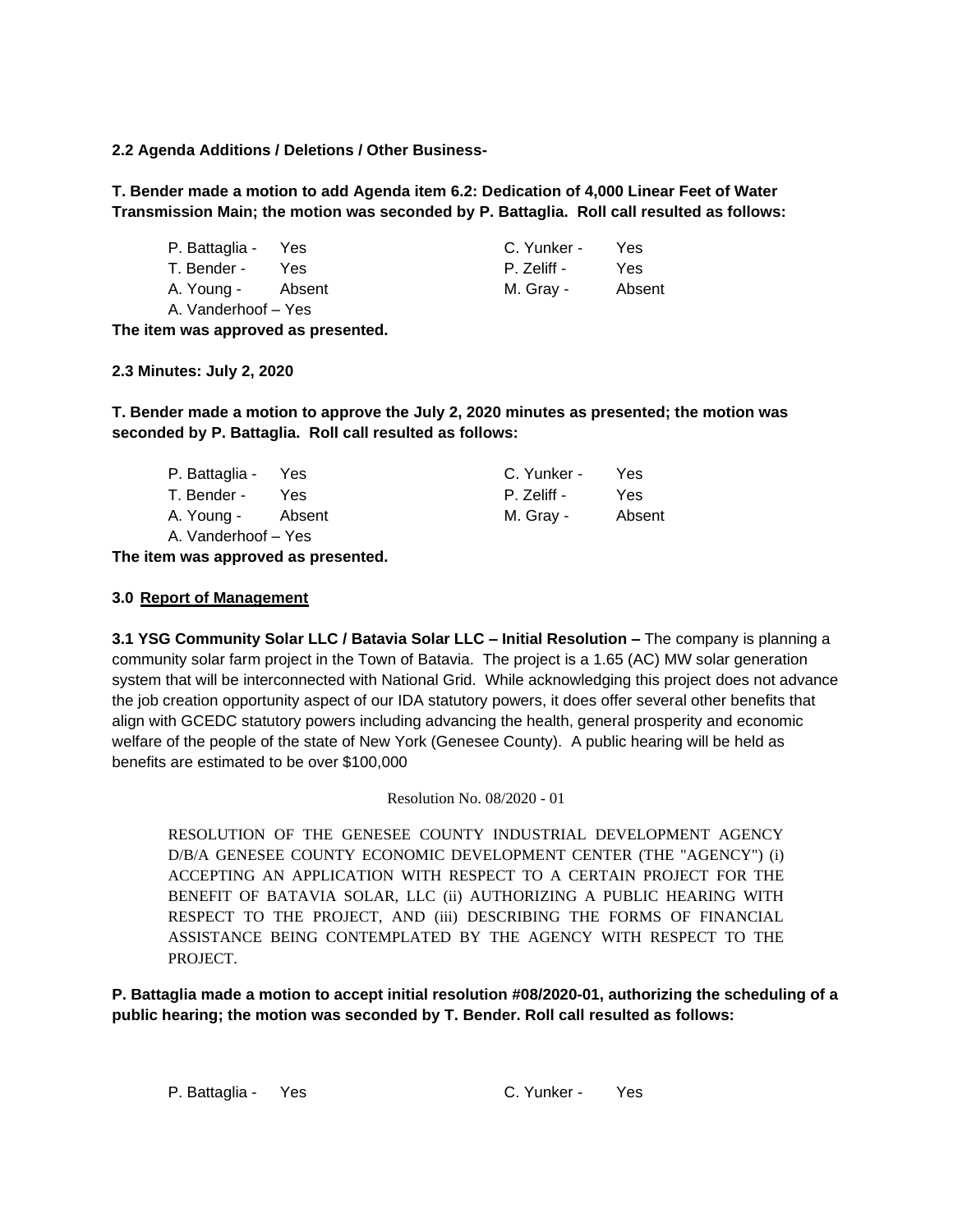**2.2 Agenda Additions / Deletions / Other Business-**

**T. Bender made a motion to add Agenda item 6.2: Dedication of 4,000 Linear Feet of Water Transmission Main; the motion was seconded by P. Battaglia. Roll call resulted as follows:**

| | | | |
|---|---|---|---|
| P. Battaglia - | Yes | C. Yunker - | Yes |
| T. Bender - | Yes | P. Zeliff - | Yes |
| A. Young - | Absent | M. Gray - | Absent |
| A. Vanderhoof – Yes | | | |

**The item was approved as presented.**

**2.3 Minutes: July 2, 2020**

**T. Bender made a motion to approve the July 2, 2020 minutes as presented; the motion was seconded by P. Battaglia. Roll call resulted as follows:**

| | | | |
|---|---|---|---|
| P. Battaglia - | Yes | C. Yunker - | Yes |
| T. Bender - | Yes | P. Zeliff - | Yes |
| A. Young - | Absent | M. Gray - | Absent |
| A. Vanderhoof – Yes | | | |

**The item was approved as presented.**

**3.0 Report of Management**

**3.1 YSG Community Solar LLC / Batavia Solar LLC – Initial Resolution –** The company is planning a community solar farm project in the Town of Batavia. The project is a 1.65 (AC) MW solar generation system that will be interconnected with National Grid. While acknowledging this project does not advance the job creation opportunity aspect of our IDA statutory powers, it does offer several other benefits that align with GCEDC statutory powers including advancing the health, general prosperity and economic welfare of the people of the state of New York (Genesee County). A public hearing will be held as benefits are estimated to be over $100,000

Resolution No. 08/2020 - 01

RESOLUTION OF THE GENESEE COUNTY INDUSTRIAL DEVELOPMENT AGENCY D/B/A GENESEE COUNTY ECONOMIC DEVELOPMENT CENTER (THE "AGENCY") (i) ACCEPTING AN APPLICATION WITH RESPECT TO A CERTAIN PROJECT FOR THE BENEFIT OF BATAVIA SOLAR, LLC (ii) AUTHORIZING A PUBLIC HEARING WITH RESPECT TO THE PROJECT, AND (iii) DESCRIBING THE FORMS OF FINANCIAL ASSISTANCE BEING CONTEMPLATED BY THE AGENCY WITH RESPECT TO THE PROJECT.

**P. Battaglia made a motion to accept initial resolution #08/2020-01, authorizing the scheduling of a public hearing; the motion was seconded by T. Bender. Roll call resulted as follows:**

| | | | |
|---|---|---|---|
| P. Battaglia - | Yes | C. Yunker - | Yes |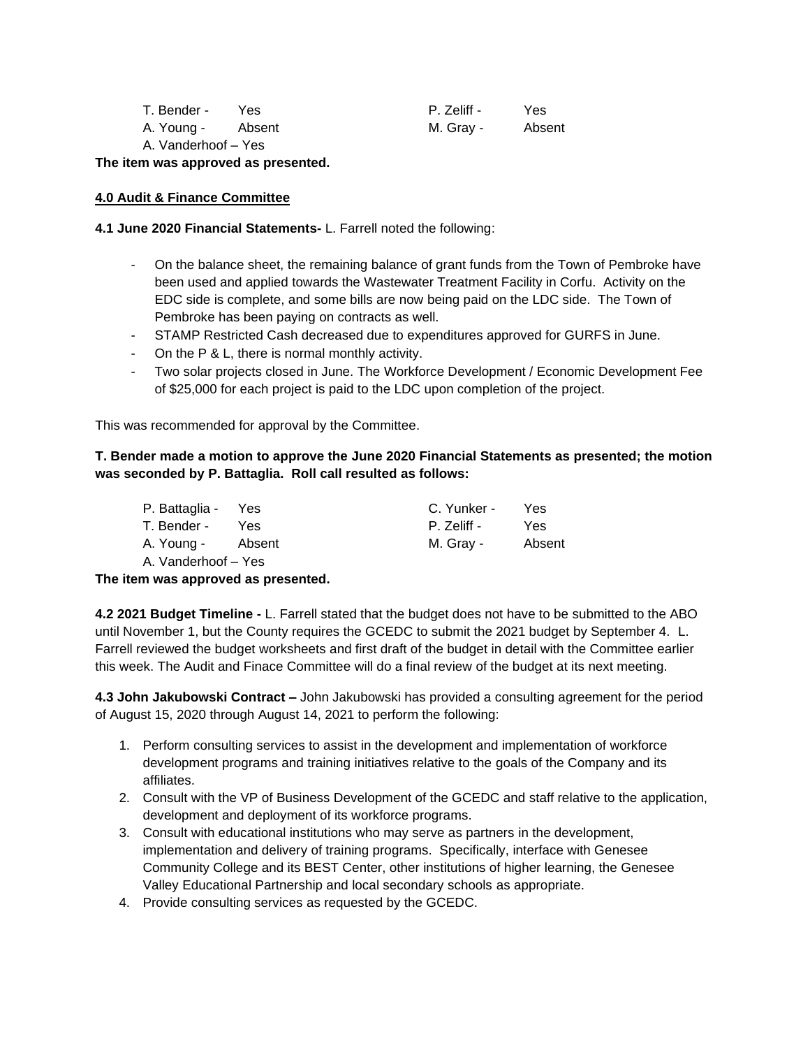| | | | |
|---|---|---|---|
| T. Bender - | Yes | P. Zeliff - | Yes |
| A. Young - | Absent | M. Gray - | Absent |
| A. Vanderhoof – Yes | | | |

**The item was approved as presented.**

**4.0 Audit & Finance Committee**

**4.1 June 2020 Financial Statements-** L. Farrell noted the following:

- On the balance sheet, the remaining balance of grant funds from the Town of Pembroke have been used and applied towards the Wastewater Treatment Facility in Corfu. Activity on the EDC side is complete, and some bills are now being paid on the LDC side. The Town of Pembroke has been paying on contracts as well.
- STAMP Restricted Cash decreased due to expenditures approved for GURFS in June.
- On the P & L, there is normal monthly activity.
- Two solar projects closed in June. The Workforce Development / Economic Development Fee of $25,000 for each project is paid to the LDC upon completion of the project.

This was recommended for approval by the Committee.

**T. Bender made a motion to approve the June 2020 Financial Statements as presented; the motion was seconded by P. Battaglia. Roll call resulted as follows:**

| | | | |
|---|---|---|---|
| P. Battaglia - | Yes | C. Yunker - | Yes |
| T. Bender - | Yes | P. Zeliff - | Yes |
| A. Young - | Absent | M. Gray - | Absent |
| A. Vanderhoof – Yes | | | |

**The item was approved as presented.**

**4.2 2021 Budget Timeline -** L. Farrell stated that the budget does not have to be submitted to the ABO until November 1, but the County requires the GCEDC to submit the 2021 budget by September 4. L. Farrell reviewed the budget worksheets and first draft of the budget in detail with the Committee earlier this week. The Audit and Finace Committee will do a final review of the budget at its next meeting.

**4.3 John Jakubowski Contract –** John Jakubowski has provided a consulting agreement for the period of August 15, 2020 through August 14, 2021 to perform the following:

1. Perform consulting services to assist in the development and implementation of workforce development programs and training initiatives relative to the goals of the Company and its affiliates.
2. Consult with the VP of Business Development of the GCEDC and staff relative to the application, development and deployment of its workforce programs.
3. Consult with educational institutions who may serve as partners in the development, implementation and delivery of training programs. Specifically, interface with Genesee Community College and its BEST Center, other institutions of higher learning, the Genesee Valley Educational Partnership and local secondary schools as appropriate.
4. Provide consulting services as requested by the GCEDC.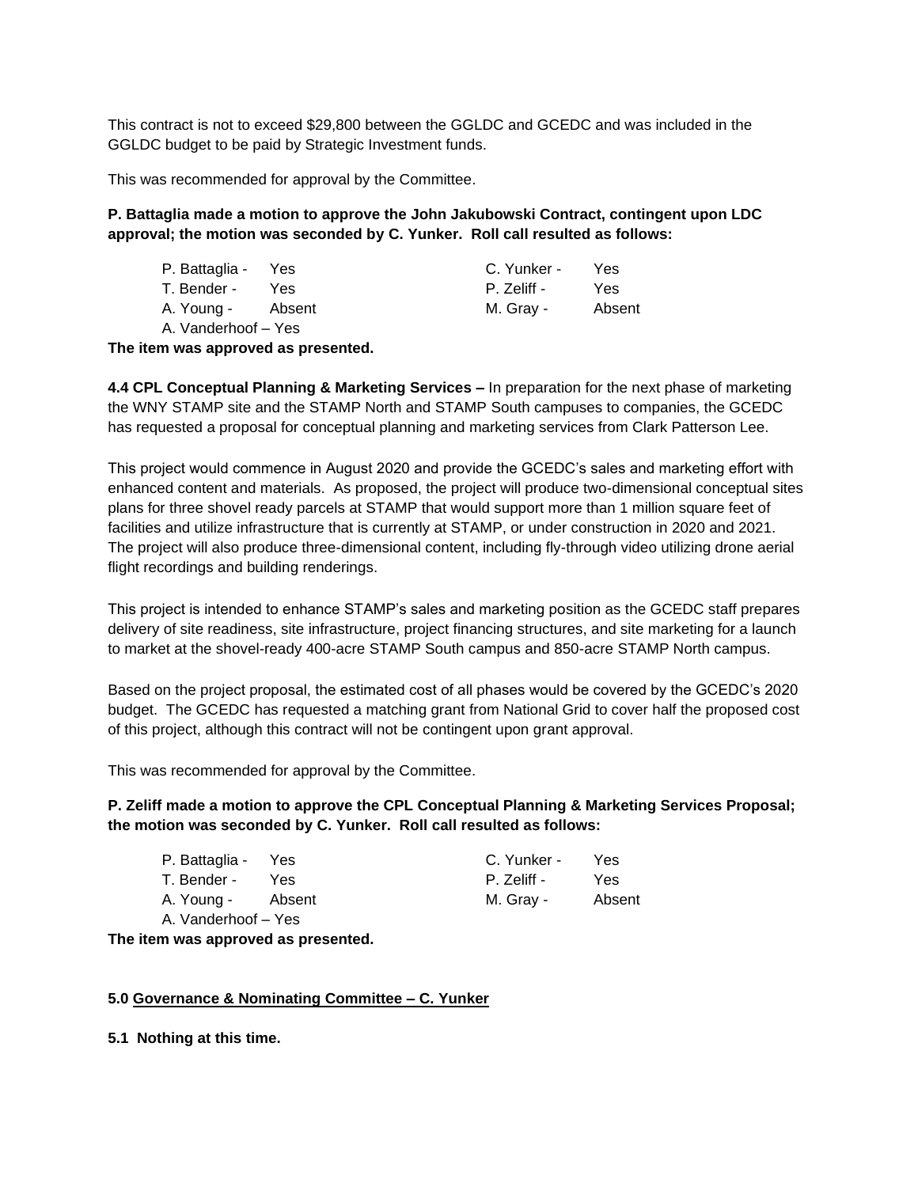This contract is not to exceed $29,800 between the GGLDC and GCEDC and was included in the GGLDC budget to be paid by Strategic Investment funds.

This was recommended for approval by the Committee.

**P. Battaglia made a motion to approve the John Jakubowski Contract, contingent upon LDC approval; the motion was seconded by C. Yunker. Roll call resulted as follows:**

| | | | |
|---|---|---|---|
| P. Battaglia - | Yes | C. Yunker - | Yes |
| T. Bender - | Yes | P. Zeliff - | Yes |
| A. Young - | Absent | M. Gray - | Absent |
| A. Vanderhoof – Yes | | | |

**The item was approved as presented.**

**4.4 CPL Conceptual Planning & Marketing Services –** In preparation for the next phase of marketing the WNY STAMP site and the STAMP North and STAMP South campuses to companies, the GCEDC has requested a proposal for conceptual planning and marketing services from Clark Patterson Lee.

This project would commence in August 2020 and provide the GCEDC's sales and marketing effort with enhanced content and materials. As proposed, the project will produce two-dimensional conceptual sites plans for three shovel ready parcels at STAMP that would support more than 1 million square feet of facilities and utilize infrastructure that is currently at STAMP, or under construction in 2020 and 2021. The project will also produce three-dimensional content, including fly-through video utilizing drone aerial flight recordings and building renderings.

This project is intended to enhance STAMP's sales and marketing position as the GCEDC staff prepares delivery of site readiness, site infrastructure, project financing structures, and site marketing for a launch to market at the shovel-ready 400-acre STAMP South campus and 850-acre STAMP North campus.

Based on the project proposal, the estimated cost of all phases would be covered by the GCEDC's 2020 budget. The GCEDC has requested a matching grant from National Grid to cover half the proposed cost of this project, although this contract will not be contingent upon grant approval.

This was recommended for approval by the Committee.

**P. Zeliff made a motion to approve the CPL Conceptual Planning & Marketing Services Proposal; the motion was seconded by C. Yunker. Roll call resulted as follows:**

| | | | |
|---|---|---|---|
| P. Battaglia - | Yes | C. Yunker - | Yes |
| T. Bender - | Yes | P. Zeliff - | Yes |
| A. Young - | Absent | M. Gray - | Absent |
| A. Vanderhoof – Yes | | | |

**The item was approved as presented.**

**5.0 Governance & Nominating Committee – C. Yunker**

**5.1 Nothing at this time.**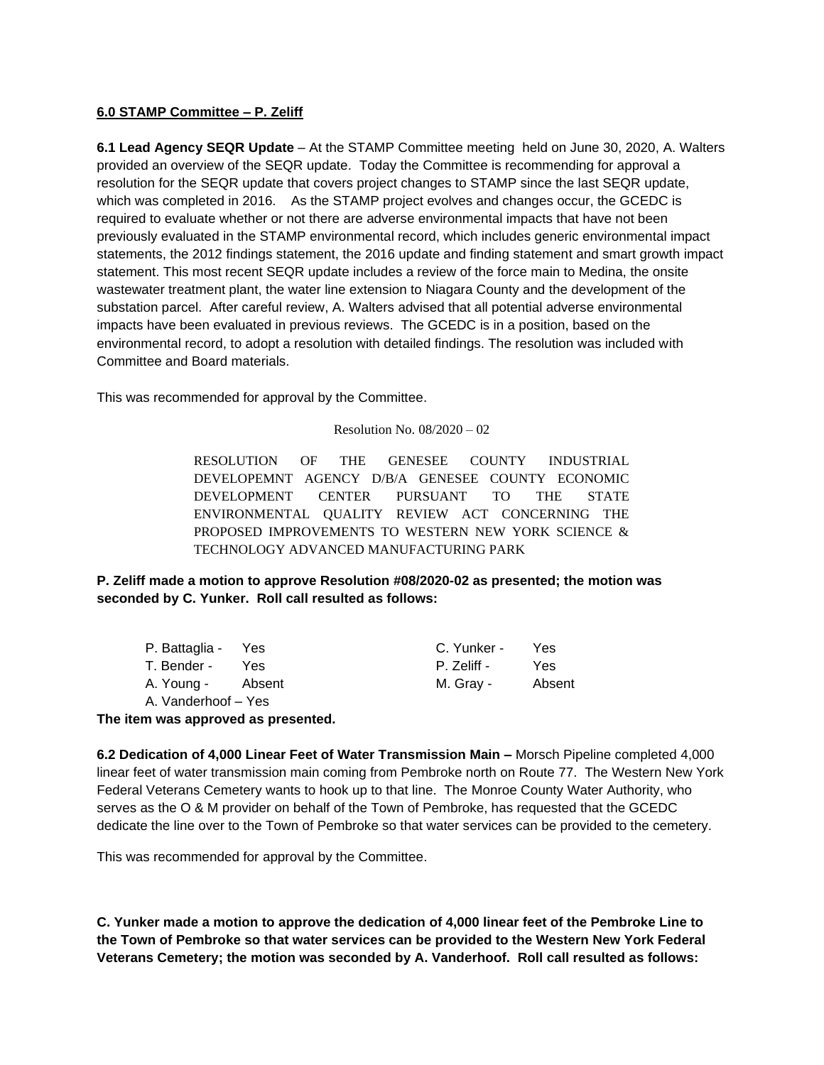**6.0 STAMP Committee – P. Zeliff**

**6.1 Lead Agency SEQR Update** – At the STAMP Committee meeting held on June 30, 2020, A. Walters provided an overview of the SEQR update. Today the Committee is recommending for approval a resolution for the SEQR update that covers project changes to STAMP since the last SEQR update, which was completed in 2016. As the STAMP project evolves and changes occur, the GCEDC is required to evaluate whether or not there are adverse environmental impacts that have not been previously evaluated in the STAMP environmental record, which includes generic environmental impact statements, the 2012 findings statement, the 2016 update and finding statement and smart growth impact statement. This most recent SEQR update includes a review of the force main to Medina, the onsite wastewater treatment plant, the water line extension to Niagara County and the development of the substation parcel. After careful review, A. Walters advised that all potential adverse environmental impacts have been evaluated in previous reviews. The GCEDC is in a position, based on the environmental record, to adopt a resolution with detailed findings. The resolution was included with Committee and Board materials.

This was recommended for approval by the Committee.

Resolution No. 08/2020 – 02

RESOLUTION OF THE GENESEE COUNTY INDUSTRIAL DEVELOPEMNT AGENCY D/B/A GENESEE COUNTY ECONOMIC DEVELOPMENT CENTER PURSUANT TO THE STATE ENVIRONMENTAL QUALITY REVIEW ACT CONCERNING THE PROPOSED IMPROVEMENTS TO WESTERN NEW YORK SCIENCE & TECHNOLOGY ADVANCED MANUFACTURING PARK

**P. Zeliff made a motion to approve Resolution #08/2020-02 as presented; the motion was seconded by C. Yunker. Roll call resulted as follows:**

P. Battaglia - Yes
T. Bender - Yes
A. Young - Absent
A. Vanderhoof – Yes
C. Yunker - Yes
P. Zeliff - Yes
M. Gray - Absent

**The item was approved as presented.**

**6.2 Dedication of 4,000 Linear Feet of Water Transmission Main –** Morsch Pipeline completed 4,000 linear feet of water transmission main coming from Pembroke north on Route 77. The Western New York Federal Veterans Cemetery wants to hook up to that line. The Monroe County Water Authority, who serves as the O & M provider on behalf of the Town of Pembroke, has requested that the GCEDC dedicate the line over to the Town of Pembroke so that water services can be provided to the cemetery.

This was recommended for approval by the Committee.

**C. Yunker made a motion to approve the dedication of 4,000 linear feet of the Pembroke Line to the Town of Pembroke so that water services can be provided to the Western New York Federal Veterans Cemetery; the motion was seconded by A. Vanderhoof. Roll call resulted as follows:**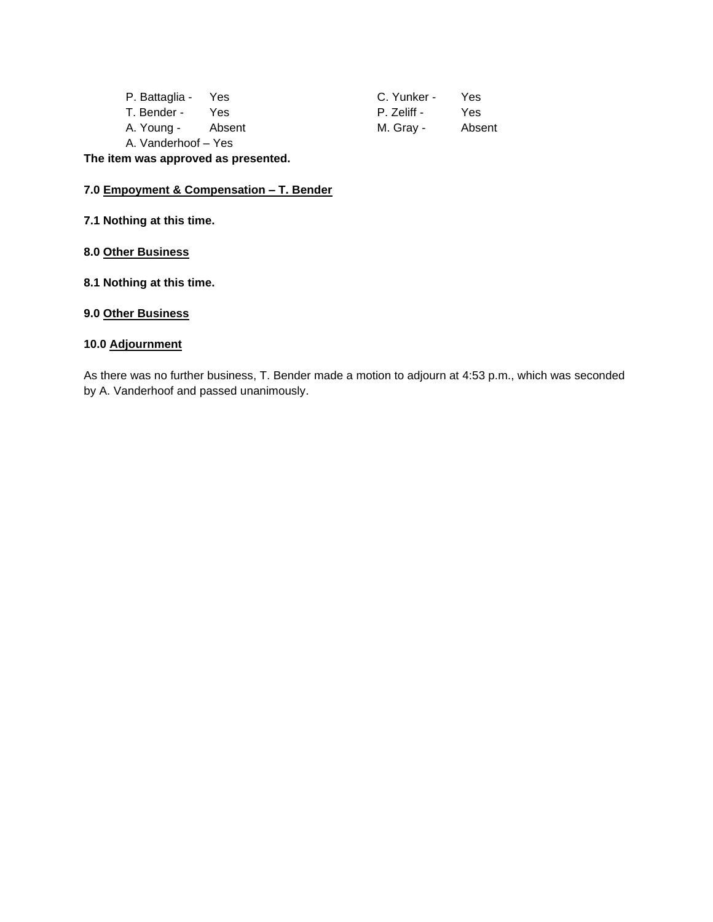| | | | |
|---|---|---|---|
| P. Battaglia - | Yes | C. Yunker - | Yes |
| T. Bender - | Yes | P. Zeliff - | Yes |
| A. Young - | Absent | M. Gray - | Absent |
| A. Vanderhoof – Yes | | | |

**The item was approved as presented.**

**7.0 <u>Empoyment & Compensation – T. Bender</u>**

**7.1 Nothing at this time.**

**8.0 <u>Other Business</u>**

**8.1 Nothing at this time.**

**9.0 <u>Other Business</u>**

**10.0 <u>Adjournment</u>**

As there was no further business, T. Bender made a motion to adjourn at 4:53 p.m., which was seconded by A. Vanderhoof and passed unanimously.